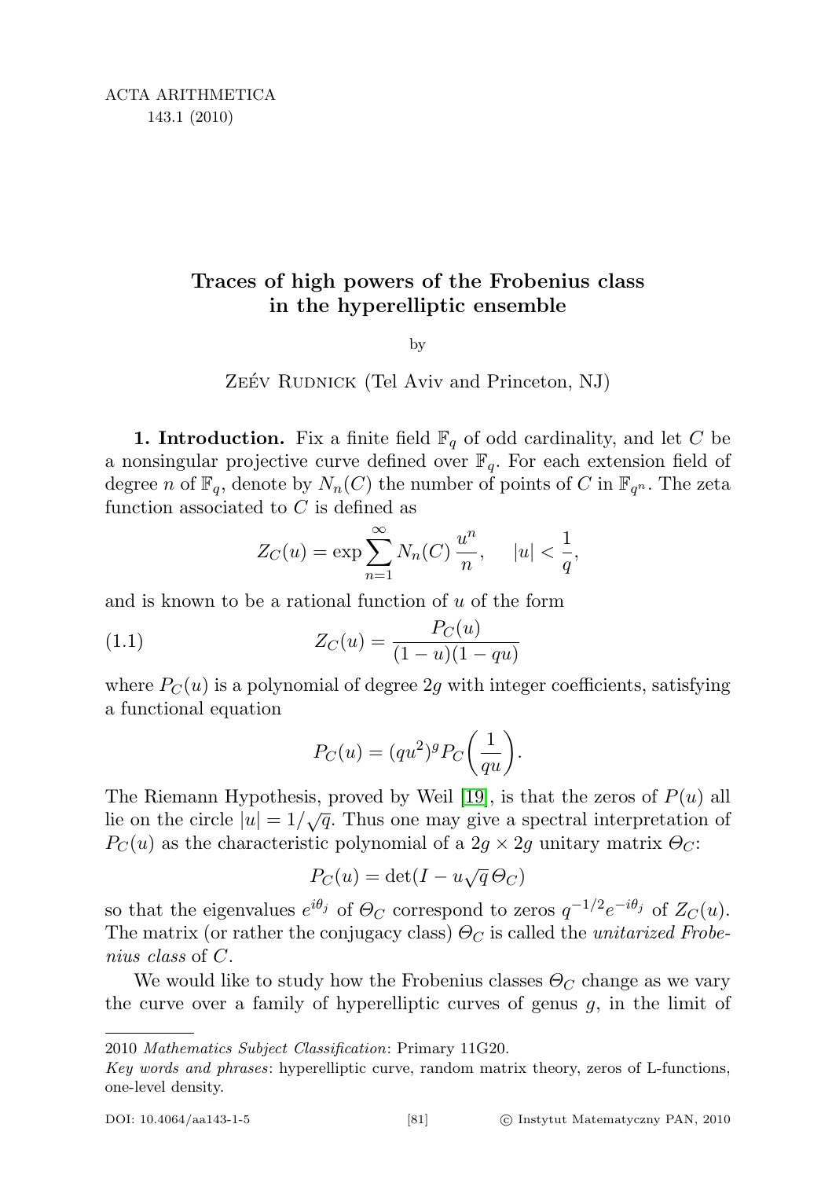# Traces of high powers of the Frobenius class in the hyperelliptic ensemble

by

Zeév Rudnick (Tel Aviv and Princeton, NJ)

**1. Introduction.** Fix a finite field $\mathbb{F}_q$ of odd cardinality, and let $C$ be a nonsingular projective curve defined over $\mathbb{F}_q$. For each extension field of degree $n$ of $\mathbb{F}_q$, denote by $N_n(C)$ the number of points of $C$ in $\mathbb{F}_{q^n}$. The zeta function associated to $C$ is defined as

$$Z_C(u) = \exp \sum_{n=1}^{\infty} N_n(C)\,\frac{u^n}{n}, \qquad |u| < \frac{1}{q},$$

and is known to be a rational function of $u$ of the form

$$Z_C(u) = \frac{P_C(u)}{(1-u)(1-qu)} \tag{1.1}$$

where $P_C(u)$ is a polynomial of degree $2g$ with integer coefficients, satisfying a functional equation

$$P_C(u) = (qu^2)^g P_C\biggl(\frac{1}{qu}\biggr).$$

The Riemann Hypothesis, proved by Weil [19], is that the zeros of $P(u)$ all lie on the circle $|u| = 1/\sqrt{q}$. Thus one may give a spectral interpretation of $P_C(u)$ as the characteristic polynomial of a $2g \times 2g$ unitary matrix $\Theta_C$:

$$P_C(u) = \det(I - u\sqrt{q}\,\Theta_C)$$

so that the eigenvalues $e^{i\theta_j}$ of $\Theta_C$ correspond to zeros $q^{-1/2}e^{-i\theta_j}$ of $Z_C(u)$. The matrix (or rather the conjugacy class) $\Theta_C$ is called the *unitarized Frobenius class* of $C$.

We would like to study how the Frobenius classes $\Theta_C$ change as we vary the curve over a family of hyperelliptic curves of genus $g$, in the limit of

---

2010 *Mathematics Subject Classification*: Primary 11G20.

*Key words and phrases*: hyperelliptic curve, random matrix theory, zeros of L-functions, one-level density.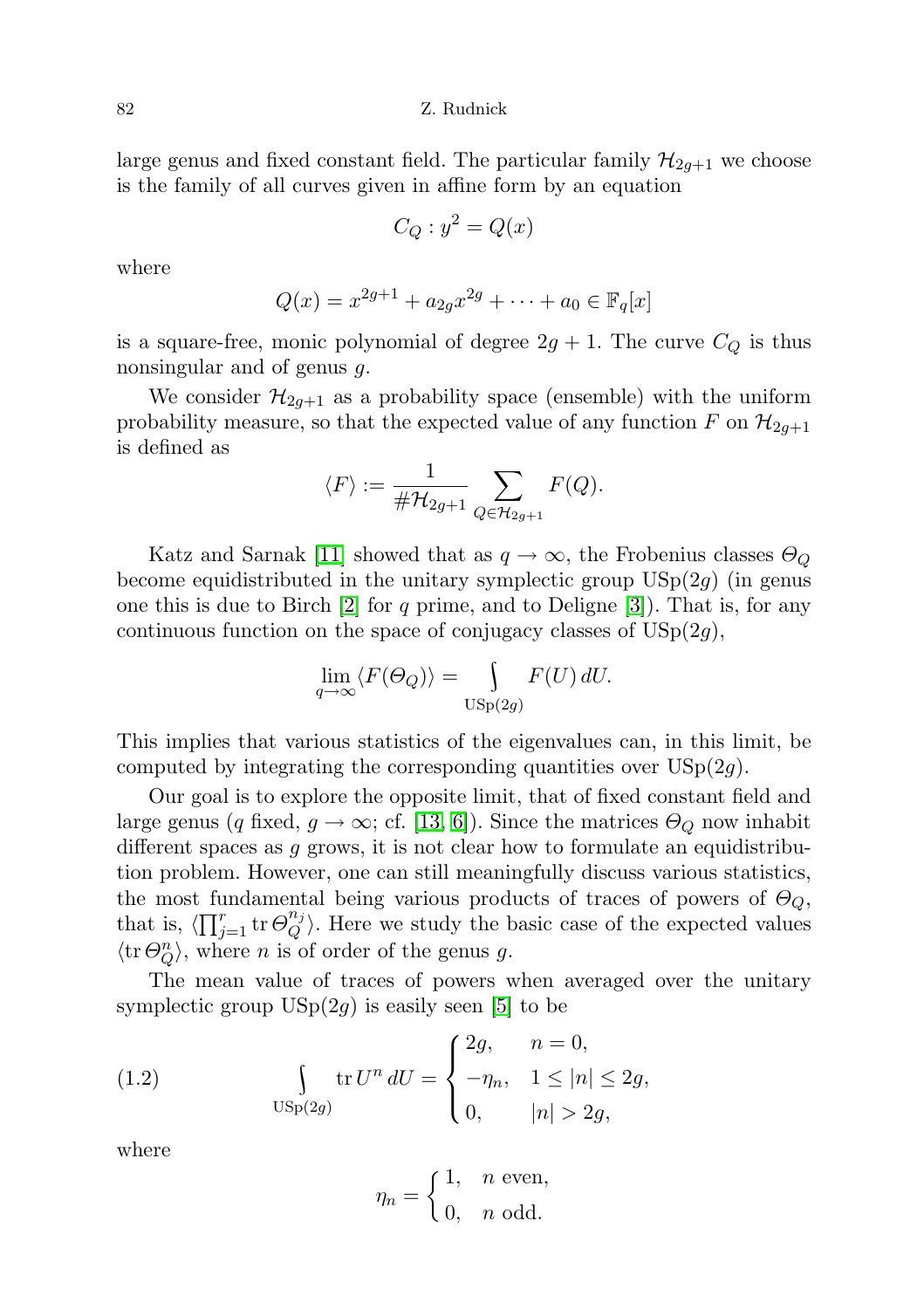large genus and fixed constant field. The particular family $\mathcal{H}_{2g+1}$ we choose is the family of all curves given in affine form by an equation

$$C_Q : y^2 = Q(x)$$

where

$$Q(x) = x^{2g+1} + a_{2g}x^{2g} + \cdots + a_0 \in \mathbb{F}_q[x]$$

is a square-free, monic polynomial of degree $2g+1$. The curve $C_Q$ is thus nonsingular and of genus $g$.

We consider $\mathcal{H}_{2g+1}$ as a probability space (ensemble) with the uniform probability measure, so that the expected value of any function $F$ on $\mathcal{H}_{2g+1}$ is defined as

$$\langle F \rangle := \frac{1}{\#\mathcal{H}_{2g+1}} \sum_{Q \in \mathcal{H}_{2g+1}} F(Q).$$

Katz and Sarnak [11] showed that as $q \to \infty$, the Frobenius classes $\Theta_Q$ become equidistributed in the unitary symplectic group $\mathrm{USp}(2g)$ (in genus one this is due to Birch [2] for $q$ prime, and to Deligne [3]). That is, for any continuous function on the space of conjugacy classes of $\mathrm{USp}(2g)$,

$$\lim_{q \to \infty} \langle F(\Theta_Q) \rangle = \int_{\mathrm{USp}(2g)} F(U)\, dU.$$

This implies that various statistics of the eigenvalues can, in this limit, be computed by integrating the corresponding quantities over $\mathrm{USp}(2g)$.

Our goal is to explore the opposite limit, that of fixed constant field and large genus ($q$ fixed, $g \to \infty$; cf. [13, 6]). Since the matrices $\Theta_Q$ now inhabit different spaces as $g$ grows, it is not clear how to formulate an equidistribution problem. However, one can still meaningfully discuss various statistics, the most fundamental being various products of traces of powers of $\Theta_Q$, that is, $\langle \prod_{j=1}^{r} \operatorname{tr} \Theta_Q^{n_j} \rangle$. Here we study the basic case of the expected values $\langle \operatorname{tr} \Theta_Q^n \rangle$, where $n$ is of order of the genus $g$.

The mean value of traces of powers when averaged over the unitary symplectic group $\mathrm{USp}(2g)$ is easily seen [5] to be

$$\int_{\mathrm{USp}(2g)} \operatorname{tr} U^n \, dU = \begin{cases} 2g, & n = 0, \\ -\eta_n, & 1 \le |n| \le 2g, \\ 0, & |n| > 2g, \end{cases} \tag{1.2}$$

where

$$\eta_n = \begin{cases} 1, & n \text{ even}, \\ 0, & n \text{ odd}. \end{cases}$$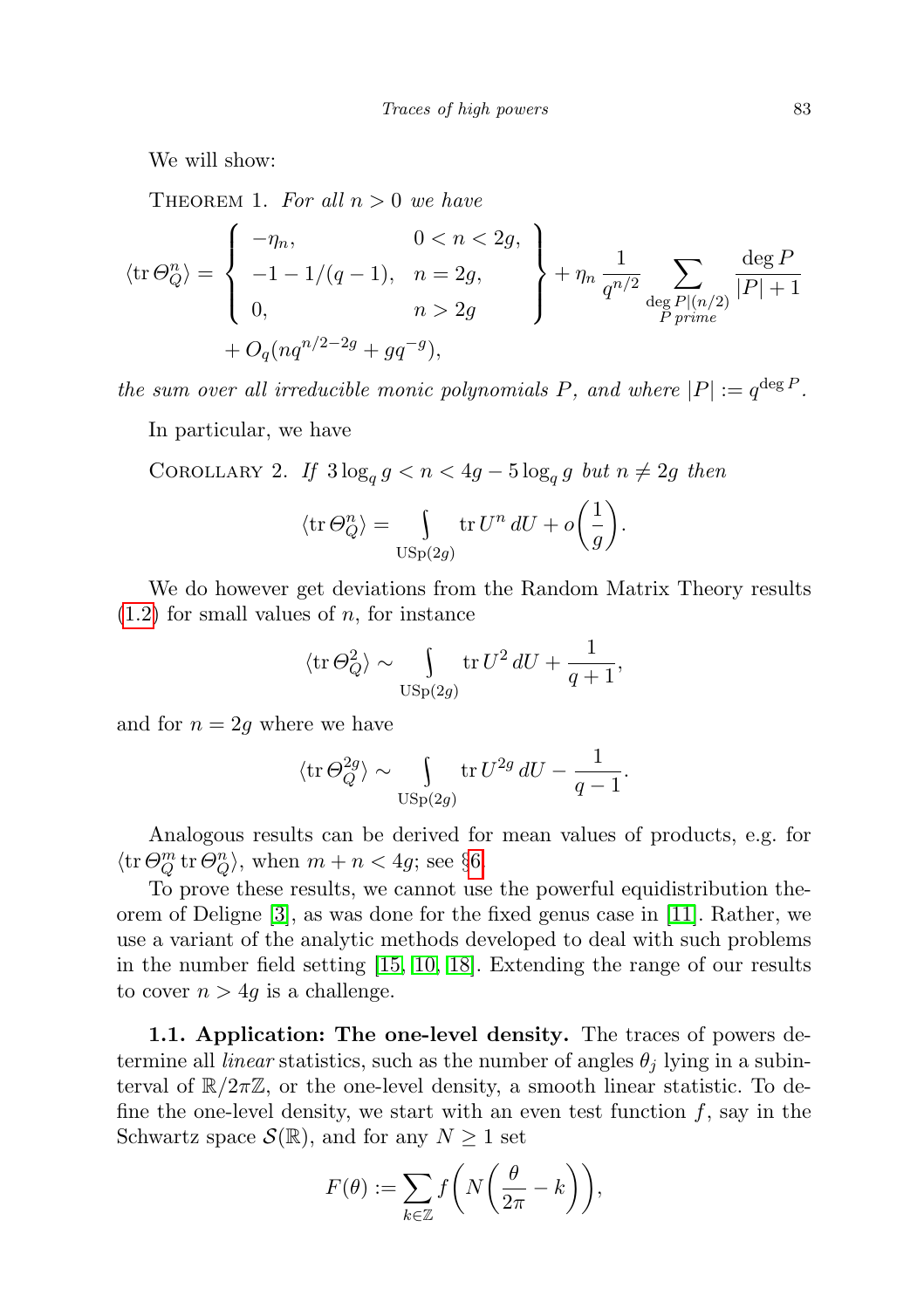We will show:

Theorem 1. *For all $n > 0$ we have*

$$\langle \operatorname{tr} \Theta_Q^n \rangle = \left\{ \begin{array}{ll} -\eta_n, & 0 < n < 2g, \\ -1 - 1/(q-1), & n = 2g, \\ 0, & n > 2g \end{array} \right\} + \eta_n \frac{1}{q^{n/2}} \sum_{\substack{\deg P \mid (n/2) \\ P \text{ prime}}} \frac{\deg P}{|P|+1}$$
$$+ O_q(nq^{n/2-2g} + gq^{-g}),$$

*the sum over all irreducible monic polynomials $P$, and where $|P| := q^{\deg P}$.*

In particular, we have

Corollary 2. *If $3 \log_q g < n < 4g - 5 \log_q g$ but $n \neq 2g$ then*

$$\langle \operatorname{tr} \Theta_Q^n \rangle = \int_{\mathrm{USp}(2g)} \operatorname{tr} U^n \, dU + o\left(\frac{1}{g}\right).$$

We do however get deviations from the Random Matrix Theory results (1.2) for small values of $n$, for instance

$$\langle \operatorname{tr} \Theta_Q^2 \rangle \sim \int_{\mathrm{USp}(2g)} \operatorname{tr} U^2 \, dU + \frac{1}{q+1},$$

and for $n = 2g$ where we have

$$\langle \operatorname{tr} \Theta_Q^{2g} \rangle \sim \int_{\mathrm{USp}(2g)} \operatorname{tr} U^{2g} \, dU - \frac{1}{q-1}.$$

Analogous results can be derived for mean values of products, e.g. for $\langle \operatorname{tr} \Theta_Q^m \operatorname{tr} \Theta_Q^n \rangle$, when $m + n < 4g$; see §6.

To prove these results, we cannot use the powerful equidistribution theorem of Deligne [3], as was done for the fixed genus case in [11]. Rather, we use a variant of the analytic methods developed to deal with such problems in the number field setting [15, 10, 18]. Extending the range of our results to cover $n > 4g$ is a challenge.

**1.1. Application: The one-level density.** The traces of powers determine all *linear* statistics, such as the number of angles $\theta_j$ lying in a subinterval of $\mathbb{R}/2\pi\mathbb{Z}$, or the one-level density, a smooth linear statistic. To define the one-level density, we start with an even test function $f$, say in the Schwartz space $\mathcal{S}(\mathbb{R})$, and for any $N \geq 1$ set

$$F(\theta) := \sum_{k \in \mathbb{Z}} f\left(N\left(\frac{\theta}{2\pi} - k\right)\right),$$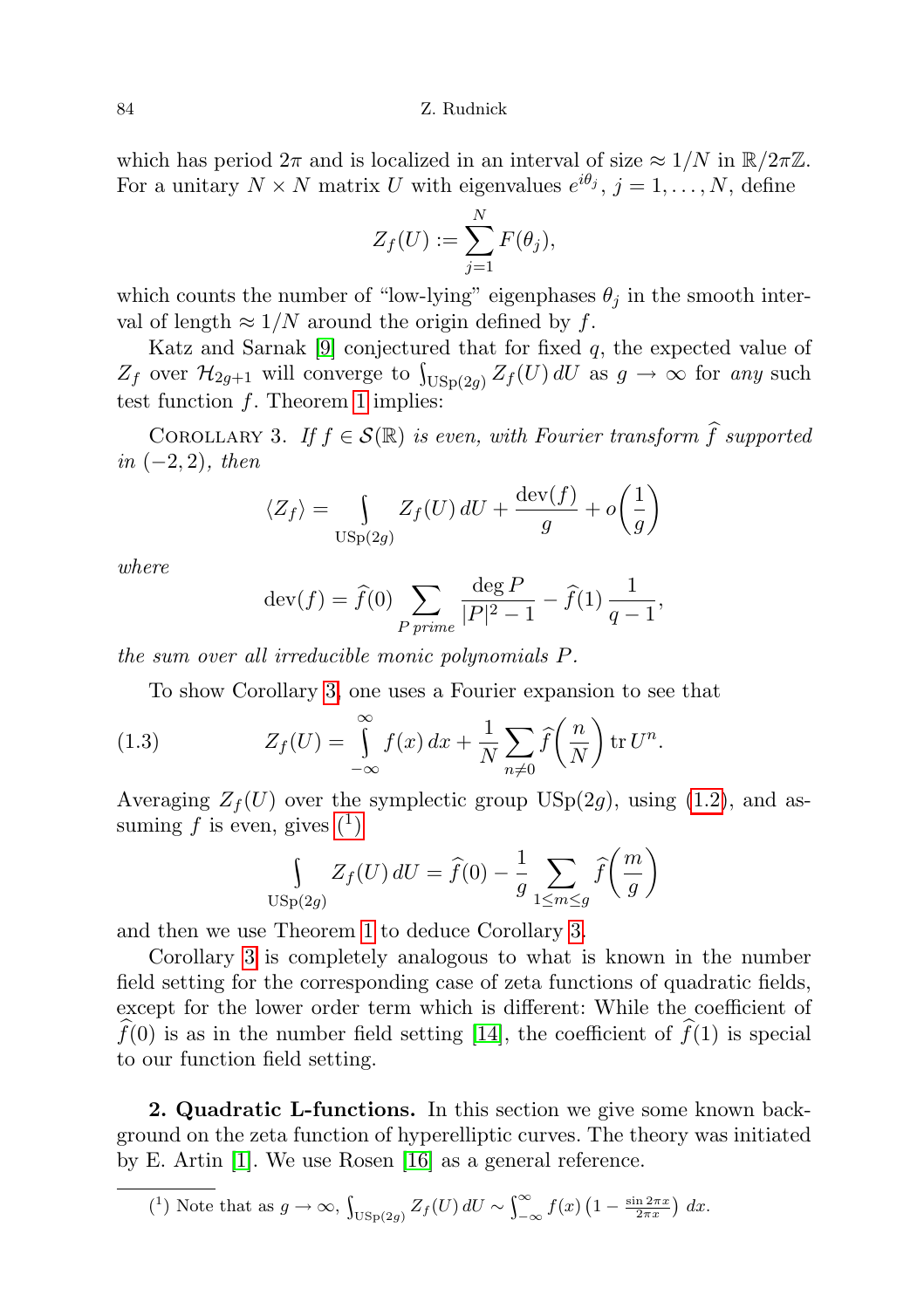which has period $2\pi$ and is localized in an interval of size $\approx 1/N$ in $\mathbb{R}/2\pi\mathbb{Z}$. For a unitary $N \times N$ matrix $U$ with eigenvalues $e^{i\theta_j}$, $j = 1, \dots, N$, define

$$Z_f(U) := \sum_{j=1}^{N} F(\theta_j),$$

which counts the number of "low-lying" eigenphases $\theta_j$ in the smooth interval of length $\approx 1/N$ around the origin defined by $f$.

Katz and Sarnak [9] conjectured that for fixed $q$, the expected value of $Z_f$ over $\mathcal{H}_{2g+1}$ will converge to $\int_{\mathrm{USp}(2g)} Z_f(U)\, dU$ as $g \to \infty$ for *any* such test function $f$. Theorem 1 implies:

Corollary 3. *If $f \in \mathcal{S}(\mathbb{R})$ is even, with Fourier transform $\widehat{f}$ supported in $(-2, 2)$, then*

$$\langle Z_f \rangle = \int\limits_{\mathrm{USp}(2g)} Z_f(U)\, dU + \frac{\mathrm{dev}(f)}{g} + o\left(\frac{1}{g}\right)$$

*where*

$$\mathrm{dev}(f) = \widehat{f}(0) \sum_{P \text{ prime}} \frac{\deg P}{|P|^2 - 1} - \widehat{f}(1)\, \frac{1}{q-1},$$

*the sum over all irreducible monic polynomials $P$.*

To show Corollary 3, one uses a Fourier expansion to see that

$$Z_f(U) = \int\limits_{-\infty}^{\infty} f(x)\, dx + \frac{1}{N} \sum_{n \neq 0} \widehat{f}\left(\frac{n}{N}\right) \operatorname{tr} U^n. \tag{1.3}$$

Averaging $Z_f(U)$ over the symplectic group $\mathrm{USp}(2g)$, using (1.2), and assuming $f$ is even, gives (1)

$$\int\limits_{\mathrm{USp}(2g)} Z_f(U)\, dU = \widehat{f}(0) - \frac{1}{g} \sum_{1 \le m \le g} \widehat{f}\left(\frac{m}{g}\right)$$

and then we use Theorem 1 to deduce Corollary 3.

Corollary 3 is completely analogous to what is known in the number field setting for the corresponding case of zeta functions of quadratic fields, except for the lower order term which is different: While the coefficient of $\widehat{f}(0)$ is as in the number field setting [14], the coefficient of $\widehat{f}(1)$ is special to our function field setting.

**2. Quadratic L-functions.** In this section we give some known background on the zeta function of hyperelliptic curves. The theory was initiated by E. Artin [1]. We use Rosen [16] as a general reference.

(1) Note that as $g \to \infty$, $\int_{\mathrm{USp}(2g)} Z_f(U)\, dU \sim \int_{-\infty}^{\infty} f(x) \left(1 - \frac{\sin 2\pi x}{2\pi x}\right) dx$.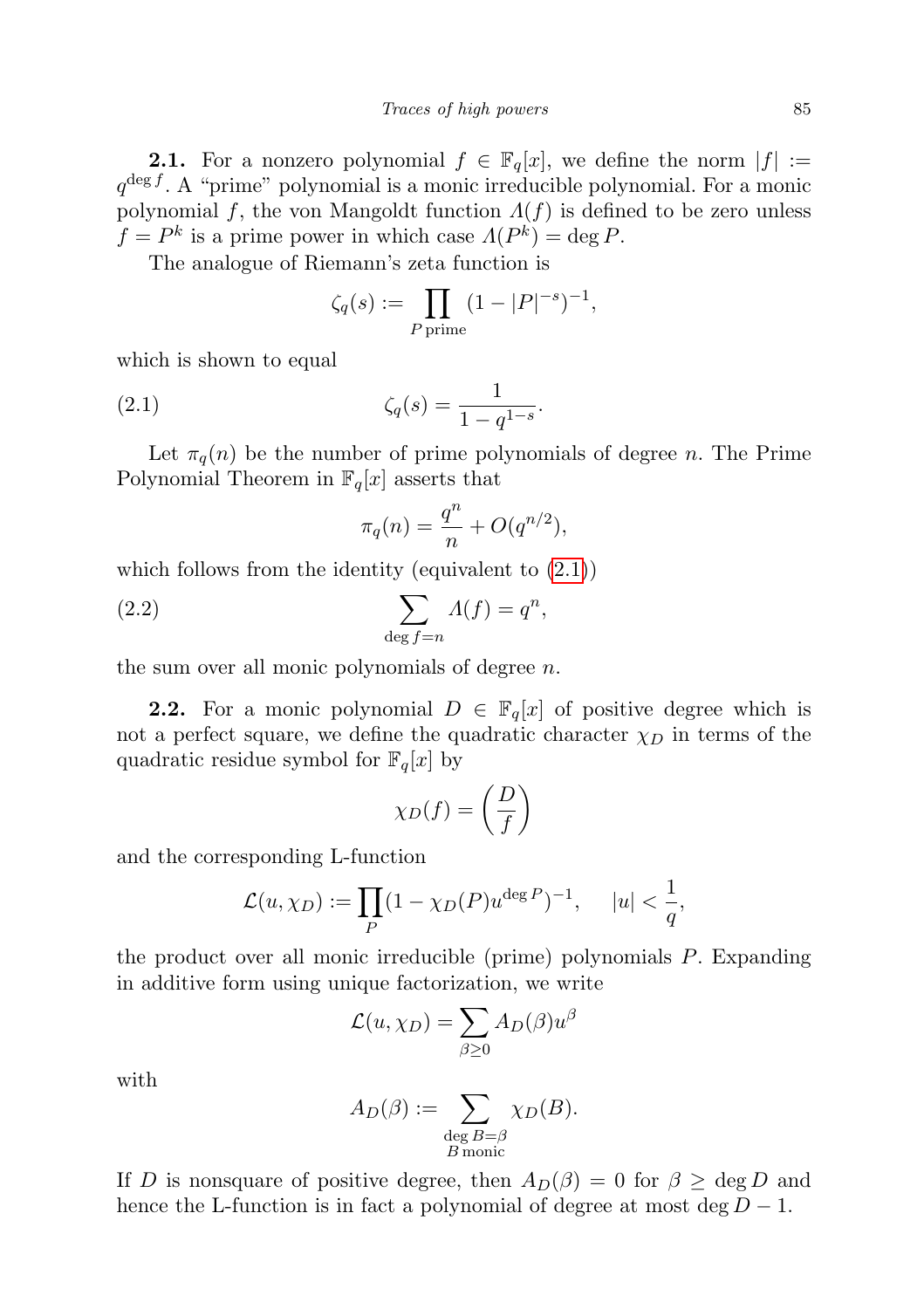**2.1.** For a nonzero polynomial $f \in \mathbb{F}_q[x]$, we define the norm $|f| := q^{\deg f}$. A "prime" polynomial is a monic irreducible polynomial. For a monic polynomial $f$, the von Mangoldt function $\Lambda(f)$ is defined to be zero unless $f = P^k$ is a prime power in which case $\Lambda(P^k) = \deg P$.

The analogue of Riemann's zeta function is

$$\zeta_q(s) := \prod_{P \text{ prime}} (1 - |P|^{-s})^{-1},$$

which is shown to equal

$$\zeta_q(s) = \frac{1}{1 - q^{1-s}}. \tag{2.1}$$

Let $\pi_q(n)$ be the number of prime polynomials of degree $n$. The Prime Polynomial Theorem in $\mathbb{F}_q[x]$ asserts that

$$\pi_q(n) = \frac{q^n}{n} + O(q^{n/2}),$$

which follows from the identity (equivalent to (2.1))

$$\sum_{\deg f = n} \Lambda(f) = q^n, \tag{2.2}$$

the sum over all monic polynomials of degree $n$.

**2.2.** For a monic polynomial $D \in \mathbb{F}_q[x]$ of positive degree which is not a perfect square, we define the quadratic character $\chi_D$ in terms of the quadratic residue symbol for $\mathbb{F}_q[x]$ by

$$\chi_D(f) = \left(\frac{D}{f}\right)$$

and the corresponding L-function

$$\mathcal{L}(u, \chi_D) := \prod_P (1 - \chi_D(P) u^{\deg P})^{-1}, \quad |u| < \frac{1}{q},$$

the product over all monic irreducible (prime) polynomials $P$. Expanding in additive form using unique factorization, we write

$$\mathcal{L}(u, \chi_D) = \sum_{\beta \geq 0} A_D(\beta) u^\beta$$

with

$$A_D(\beta) := \sum_{\substack{\deg B = \beta \\ B \text{ monic}}} \chi_D(B).$$

If $D$ is nonsquare of positive degree, then $A_D(\beta) = 0$ for $\beta \geq \deg D$ and hence the L-function is in fact a polynomial of degree at most $\deg D - 1$.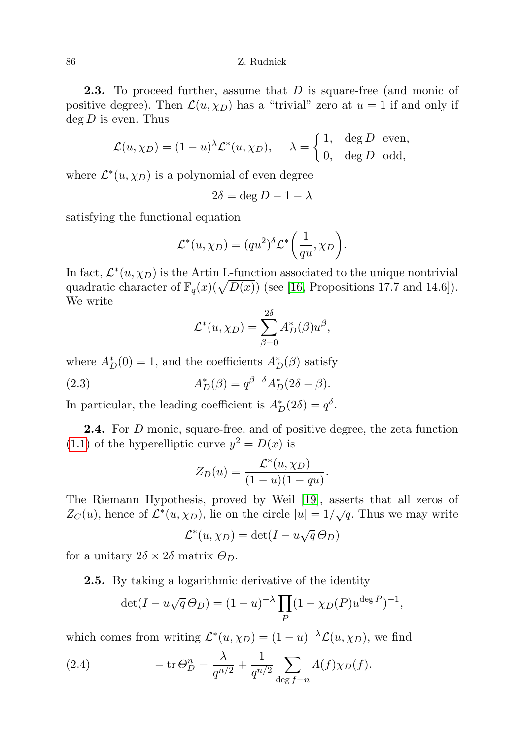**2.3.** To proceed further, assume that $D$ is square-free (and monic of positive degree). Then $\mathcal{L}(u, \chi_D)$ has a "trivial" zero at $u = 1$ if and only if $\deg D$ is even. Thus

$$\mathcal{L}(u, \chi_D) = (1-u)^{\lambda} \mathcal{L}^*(u, \chi_D), \qquad \lambda = \begin{cases} 1, & \deg D \text{ even}, \\ 0, & \deg D \text{ odd}, \end{cases}$$

where $\mathcal{L}^*(u, \chi_D)$ is a polynomial of even degree

$$2\delta = \deg D - 1 - \lambda$$

satisfying the functional equation

$$\mathcal{L}^*(u, \chi_D) = (qu^2)^{\delta} \mathcal{L}^*\bigg(\frac{1}{qu}, \chi_D\bigg).$$

In fact, $\mathcal{L}^*(u, \chi_D)$ is the Artin L-function associated to the unique nontrivial quadratic character of $\mathbb{F}_q(x)(\sqrt{D(x)})$ (see [16, Propositions 17.7 and 14.6]). We write

$$\mathcal{L}^*(u, \chi_D) = \sum_{\beta=0}^{2\delta} A_D^*(\beta) u^{\beta},$$

where $A_D^*(0) = 1$, and the coefficients $A_D^*(\beta)$ satisfy

$$A_D^*(\beta) = q^{\beta - \delta} A_D^*(2\delta - \beta). \tag{2.3}$$

In particular, the leading coefficient is $A_D^*(2\delta) = q^{\delta}$.

**2.4.** For $D$ monic, square-free, and of positive degree, the zeta function (1.1) of the hyperelliptic curve $y^2 = D(x)$ is

$$Z_D(u) = \frac{\mathcal{L}^*(u, \chi_D)}{(1-u)(1-qu)}.$$

The Riemann Hypothesis, proved by Weil [19], asserts that all zeros of $Z_C(u)$, hence of $\mathcal{L}^*(u, \chi_D)$, lie on the circle $|u| = 1/\sqrt{q}$. Thus we may write

$$\mathcal{L}^*(u, \chi_D) = \det(I - u\sqrt{q}\, \Theta_D)$$

for a unitary $2\delta \times 2\delta$ matrix $\Theta_D$.

**2.5.** By taking a logarithmic derivative of the identity

$$\det(I - u\sqrt{q}\, \Theta_D) = (1-u)^{-\lambda} \prod_P (1 - \chi_D(P) u^{\deg P})^{-1},$$

which comes from writing $\mathcal{L}^*(u, \chi_D) = (1-u)^{-\lambda} \mathcal{L}(u, \chi_D)$, we find

$$-\operatorname{tr} \Theta_D^n = \frac{\lambda}{q^{n/2}} + \frac{1}{q^{n/2}} \sum_{\deg f = n} \Lambda(f) \chi_D(f). \tag{2.4}$$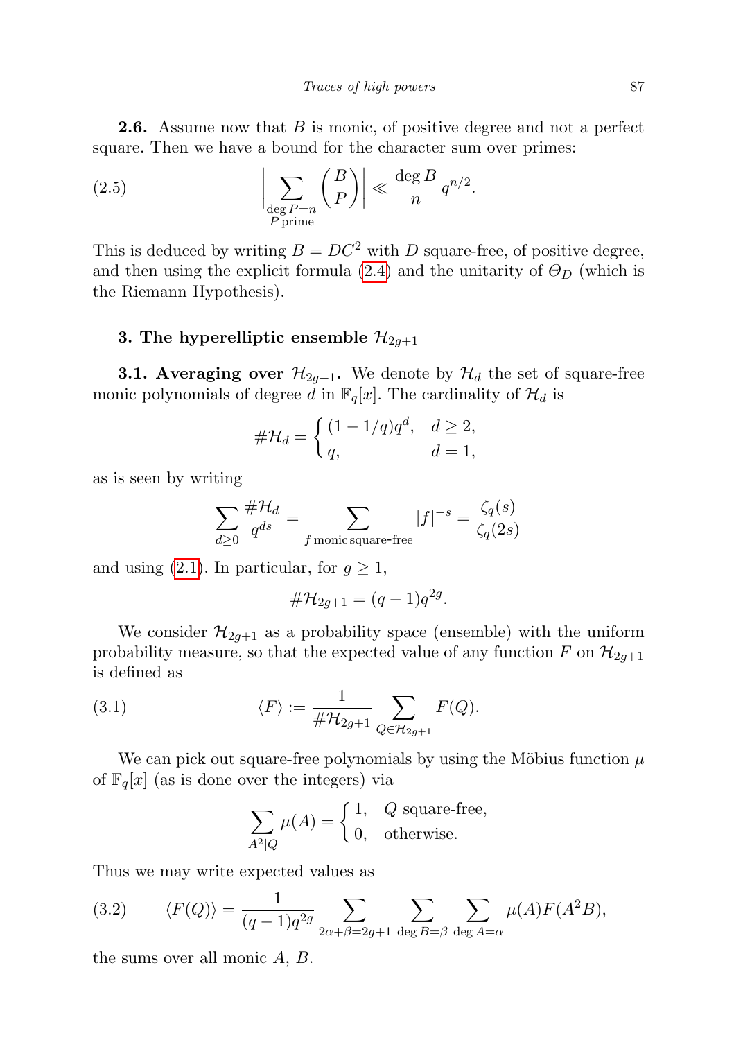**2.6.** Assume now that $B$ is monic, of positive degree and not a perfect square. Then we have a bound for the character sum over primes:

$$\left| \sum_{\substack{\deg P = n \\ P \text{ prime}}} \left( \frac{B}{P} \right) \right| \ll \frac{\deg B}{n} q^{n/2}. \tag{2.5}$$

This is deduced by writing $B = DC^2$ with $D$ square-free, of positive degree, and then using the explicit formula (2.4) and the unitarity of $\Theta_D$ (which is the Riemann Hypothesis).

## 3. The hyperelliptic ensemble $\mathcal{H}_{2g+1}$

**3.1. Averaging over $\mathcal{H}_{2g+1}$.** We denote by $\mathcal{H}_d$ the set of square-free monic polynomials of degree $d$ in $\mathbb{F}_q[x]$. The cardinality of $\mathcal{H}_d$ is

$$\#\mathcal{H}_d = \begin{cases} (1 - 1/q)q^d, & d \geq 2, \\ q, & d = 1, \end{cases}$$

as is seen by writing

$$\sum_{d \geq 0} \frac{\#\mathcal{H}_d}{q^{ds}} = \sum_{f \text{ monic square-free}} |f|^{-s} = \frac{\zeta_q(s)}{\zeta_q(2s)}$$

and using (2.1). In particular, for $g \geq 1$,

$$\#\mathcal{H}_{2g+1} = (q-1)q^{2g}.$$

We consider $\mathcal{H}_{2g+1}$ as a probability space (ensemble) with the uniform probability measure, so that the expected value of any function $F$ on $\mathcal{H}_{2g+1}$ is defined as

$$\langle F \rangle := \frac{1}{\#\mathcal{H}_{2g+1}} \sum_{Q \in \mathcal{H}_{2g+1}} F(Q). \tag{3.1}$$

We can pick out square-free polynomials by using the Möbius function $\mu$ of $\mathbb{F}_q[x]$ (as is done over the integers) via

$$\sum_{A^2 | Q} \mu(A) = \begin{cases} 1, & Q \text{ square-free}, \\ 0, & \text{otherwise}. \end{cases}$$

Thus we may write expected values as

$$\langle F(Q) \rangle = \frac{1}{(q-1)q^{2g}} \sum_{2\alpha + \beta = 2g+1} \sum_{\deg B = \beta} \sum_{\deg A = \alpha} \mu(A) F(A^2 B), \tag{3.2}$$

the sums over all monic $A$, $B$.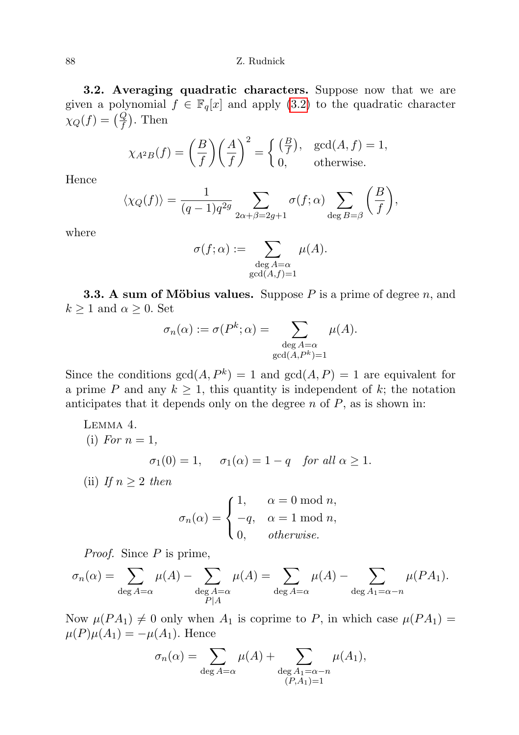**3.2. Averaging quadratic characters.** Suppose now that we are given a polynomial $f \in \mathbb{F}_q[x]$ and apply (3.2) to the quadratic character $\chi_Q(f) = \left(\frac{Q}{f}\right)$. Then

$$\chi_{A^2B}(f) = \left(\frac{B}{f}\right)\left(\frac{A}{f}\right)^2 = \begin{cases} \left(\frac{B}{f}\right), & \gcd(A,f) = 1, \\ 0, & \text{otherwise.} \end{cases}$$

Hence

$$\langle \chi_Q(f) \rangle = \frac{1}{(q-1)q^{2g}} \sum_{2\alpha+\beta=2g+1} \sigma(f;\alpha) \sum_{\deg B = \beta} \left(\frac{B}{f}\right),$$

where

$$\sigma(f;\alpha) := \sum_{\substack{\deg A = \alpha \\ \gcd(A,f)=1}} \mu(A).$$

**3.3. A sum of Möbius values.** Suppose $P$ is a prime of degree $n$, and $k \geq 1$ and $\alpha \geq 0$. Set

$$\sigma_n(\alpha) := \sigma(P^k;\alpha) = \sum_{\substack{\deg A = \alpha \\ \gcd(A,P^k)=1}} \mu(A).$$

Since the conditions $\gcd(A,P^k) = 1$ and $\gcd(A,P) = 1$ are equivalent for a prime $P$ and any $k \geq 1$, this quantity is independent of $k$; the notation anticipates that it depends only on the degree $n$ of $P$, as is shown in:

LEMMA 4.

(i) *For* $n = 1$,

$$\sigma_1(0) = 1, \quad \sigma_1(\alpha) = 1 - q \quad \textit{for all } \alpha \geq 1.$$

(ii) *If* $n \geq 2$ *then*

$$\sigma_n(\alpha) = \begin{cases} 1, & \alpha = 0 \bmod n, \\ -q, & \alpha = 1 \bmod n, \\ 0, & \textit{otherwise.} \end{cases}$$

*Proof.* Since $P$ is prime,

$$\sigma_n(\alpha) = \sum_{\deg A = \alpha} \mu(A) - \sum_{\substack{\deg A = \alpha \\ P \mid A}} \mu(A) = \sum_{\deg A = \alpha} \mu(A) - \sum_{\deg A_1 = \alpha - n} \mu(PA_1).$$

Now $\mu(PA_1) \neq 0$ only when $A_1$ is coprime to $P$, in which case $\mu(PA_1) = \mu(P)\mu(A_1) = -\mu(A_1)$. Hence

$$\sigma_n(\alpha) = \sum_{\deg A = \alpha} \mu(A) + \sum_{\substack{\deg A_1 = \alpha - n \\ (P,A_1)=1}} \mu(A_1),$$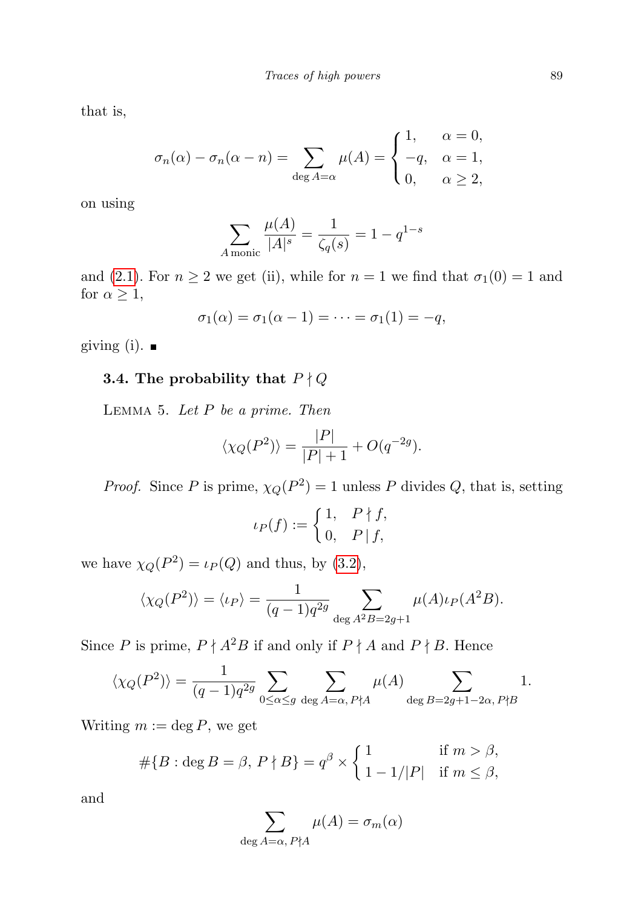that is,

$$\sigma_n(\alpha) - \sigma_n(\alpha - n) = \sum_{\deg A = \alpha} \mu(A) = \begin{cases} 1, & \alpha = 0, \\ -q, & \alpha = 1, \\ 0, & \alpha \geq 2, \end{cases}$$

on using

$$\sum_{A \text{ monic}} \frac{\mu(A)}{|A|^s} = \frac{1}{\zeta_q(s)} = 1 - q^{1-s}$$

and (2.1). For $n \geq 2$ we get (ii), while for $n = 1$ we find that $\sigma_1(0) = 1$ and for $\alpha \geq 1$,

$$\sigma_1(\alpha) = \sigma_1(\alpha - 1) = \cdots = \sigma_1(1) = -q,$$

giving (i). ∎

### 3.4. The probability that $P \nmid Q$

Lemma 5. *Let $P$ be a prime. Then*

$$\langle \chi_Q(P^2) \rangle = \frac{|P|}{|P| + 1} + O(q^{-2g}).$$

*Proof.* Since $P$ is prime, $\chi_Q(P^2) = 1$ unless $P$ divides $Q$, that is, setting

$$\iota_P(f) := \begin{cases} 1, & P \nmid f, \\ 0, & P \mid f, \end{cases}$$

we have $\chi_Q(P^2) = \iota_P(Q)$ and thus, by (3.2),

$$\langle \chi_Q(P^2) \rangle = \langle \iota_P \rangle = \frac{1}{(q-1)q^{2g}} \sum_{\deg A^2 B = 2g+1} \mu(A) \iota_P(A^2 B).$$

Since $P$ is prime, $P \nmid A^2 B$ if and only if $P \nmid A$ and $P \nmid B$. Hence

$$\langle \chi_Q(P^2) \rangle = \frac{1}{(q-1)q^{2g}} \sum_{0 \leq \alpha \leq g} \sum_{\deg A = \alpha, \, P \nmid A} \mu(A) \sum_{\deg B = 2g+1-2\alpha, \, P \nmid B} 1.$$

Writing $m := \deg P$, we get

$$\#\{B : \deg B = \beta, \, P \nmid B\} = q^\beta \times \begin{cases} 1 & \text{if } m > \beta, \\ 1 - 1/|P| & \text{if } m \leq \beta, \end{cases}$$

and

$$\sum_{\deg A = \alpha, \, P \nmid A} \mu(A) = \sigma_m(\alpha)$$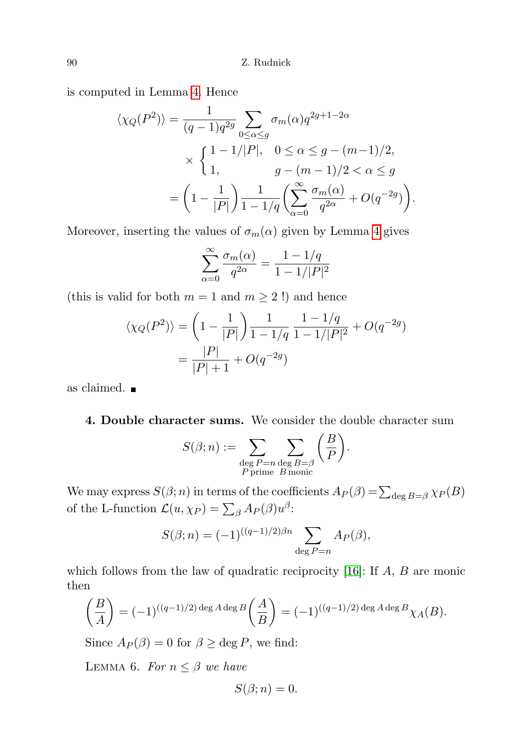is computed in Lemma 4. Hence

$$\langle \chi_Q(P^2)\rangle = \frac{1}{(q-1)q^{2g}} \sum_{0\le \alpha\le g} \sigma_m(\alpha) q^{2g+1-2\alpha} \times \begin{cases} 1-1/|P|, & 0\le \alpha \le g-(m-1)/2, \\ 1, & g-(m-1)/2 < \alpha \le g \end{cases}$$

$$= \left(1-\frac{1}{|P|}\right)\frac{1}{1-1/q}\left(\sum_{\alpha=0}^{\infty}\frac{\sigma_m(\alpha)}{q^{2\alpha}} + O(q^{-2g})\right).$$

Moreover, inserting the values of $\sigma_m(\alpha)$ given by Lemma 4 gives

$$\sum_{\alpha=0}^{\infty}\frac{\sigma_m(\alpha)}{q^{2\alpha}} = \frac{1-1/q}{1-1/|P|^2}$$

(this is valid for both $m=1$ and $m\ge 2$ !) and hence

$$\langle \chi_Q(P^2)\rangle = \left(1-\frac{1}{|P|}\right)\frac{1}{1-1/q}\,\frac{1-1/q}{1-1/|P|^2} + O(q^{-2g})$$

$$= \frac{|P|}{|P|+1} + O(q^{-2g})$$

as claimed. ∎

**4. Double character sums.** We consider the double character sum

$$S(\beta;n) := \sum_{\substack{\deg P = n \\ P \text{ prime}}} \sum_{\substack{\deg B=\beta \\ B \text{ monic}}} \left(\frac{B}{P}\right).$$

We may express $S(\beta;n)$ in terms of the coefficients $A_P(\beta) = \sum_{\deg B=\beta}\chi_P(B)$ of the L-function $\mathcal{L}(u,\chi_P) = \sum_\beta A_P(\beta)u^\beta$:

$$S(\beta;n) = (-1)^{((q-1)/2)\beta n}\sum_{\deg P=n} A_P(\beta),$$

which follows from the law of quadratic reciprocity [16]: If $A$, $B$ are monic then

$$\left(\frac{B}{A}\right) = (-1)^{((q-1)/2)\deg A \deg B}\left(\frac{A}{B}\right) = (-1)^{((q-1)/2)\deg A\deg B}\chi_A(B).$$

Since $A_P(\beta)=0$ for $\beta\ge \deg P$, we find:

LEMMA 6. *For $n\le\beta$ we have*

$$S(\beta;n)=0.$$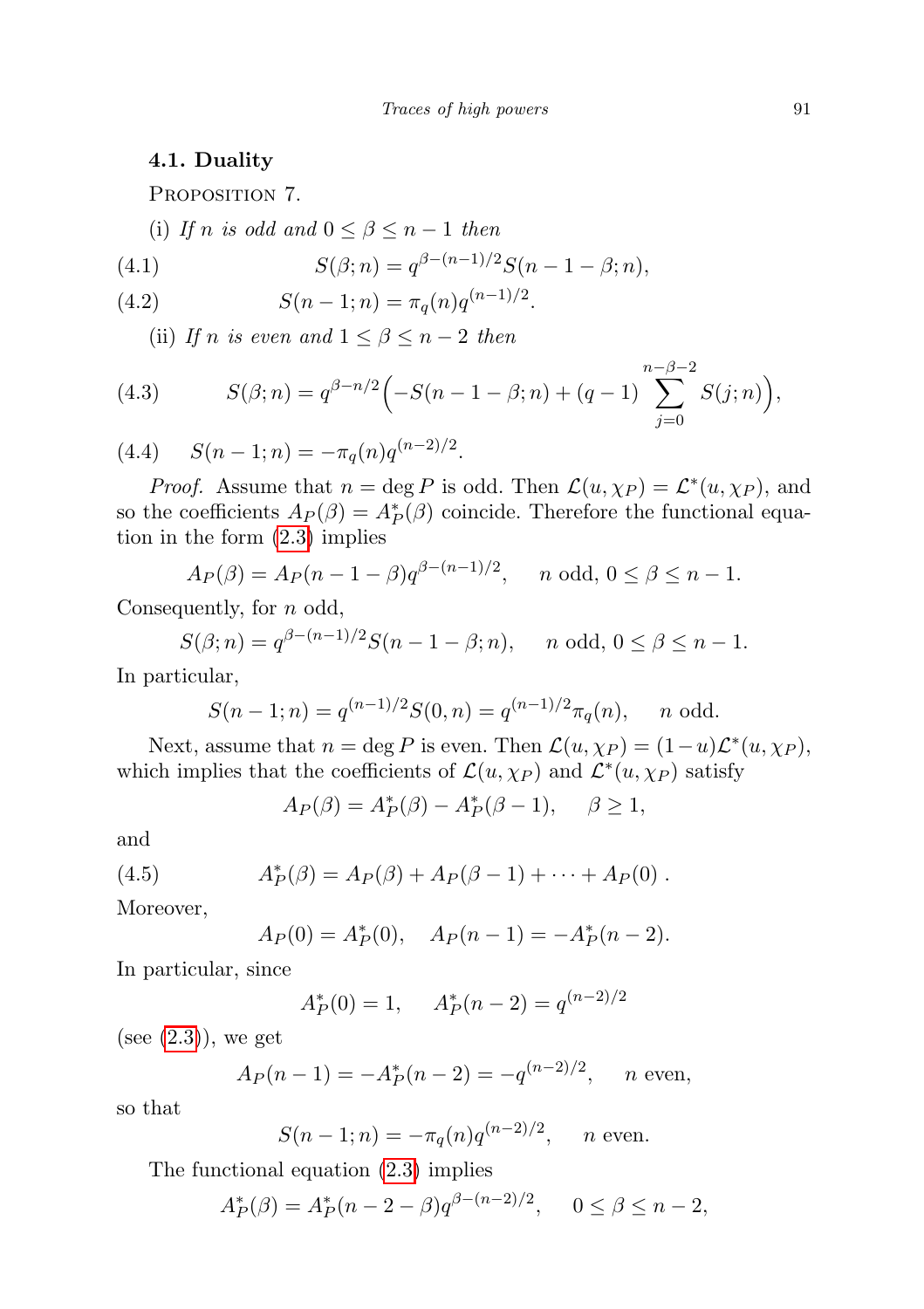### 4.1. Duality

Proposition 7.

(i) *If $n$ is odd and $0 \le \beta \le n-1$ then*

$$S(\beta; n) = q^{\beta-(n-1)/2} S(n-1-\beta; n), \tag{4.1}$$

$$S(n-1; n) = \pi_q(n) q^{(n-1)/2}. \tag{4.2}$$

(ii) *If $n$ is even and $1 \le \beta \le n-2$ then*

$$S(\beta; n) = q^{\beta-n/2}\Big(-S(n-1-\beta; n) + (q-1)\sum_{j=0}^{n-\beta-2} S(j; n)\Big), \tag{4.3}$$

$$S(n-1; n) = -\pi_q(n) q^{(n-2)/2}. \tag{4.4}$$

*Proof.* Assume that $n = \deg P$ is odd. Then $\mathcal{L}(u, \chi_P) = \mathcal{L}^*(u, \chi_P)$, and so the coefficients $A_P(\beta) = A_P^*(\beta)$ coincide. Therefore the functional equation in the form (2.3) implies

$$A_P(\beta) = A_P(n-1-\beta) q^{\beta-(n-1)/2}, \quad n \text{ odd}, \ 0 \le \beta \le n-1.$$

Consequently, for $n$ odd,

$$S(\beta; n) = q^{\beta-(n-1)/2} S(n-1-\beta; n), \quad n \text{ odd}, \ 0 \le \beta \le n-1.$$

In particular,

$$S(n-1; n) = q^{(n-1)/2} S(0, n) = q^{(n-1)/2} \pi_q(n), \quad n \text{ odd}.$$

Next, assume that $n = \deg P$ is even. Then $\mathcal{L}(u, \chi_P) = (1-u)\mathcal{L}^*(u, \chi_P)$, which implies that the coefficients of $\mathcal{L}(u, \chi_P)$ and $\mathcal{L}^*(u, \chi_P)$ satisfy

$$A_P(\beta) = A_P^*(\beta) - A_P^*(\beta - 1), \quad \beta \ge 1,$$

and

$$A_P^*(\beta) = A_P(\beta) + A_P(\beta-1) + \cdots + A_P(0)\,. \tag{4.5}$$

Moreover,

$$A_P(0) = A_P^*(0), \quad A_P(n-1) = -A_P^*(n-2).$$

In particular, since

$$A_P^*(0) = 1, \quad A_P^*(n-2) = q^{(n-2)/2}$$

(see (2.3)), we get

$$A_P(n-1) = -A_P^*(n-2) = -q^{(n-2)/2}, \quad n \text{ even},$$

so that

$$S(n-1; n) = -\pi_q(n) q^{(n-2)/2}, \quad n \text{ even}.$$

The functional equation (2.3) implies

$$A_P^*(\beta) = A_P^*(n-2-\beta) q^{\beta-(n-2)/2}, \quad 0 \le \beta \le n-2,$$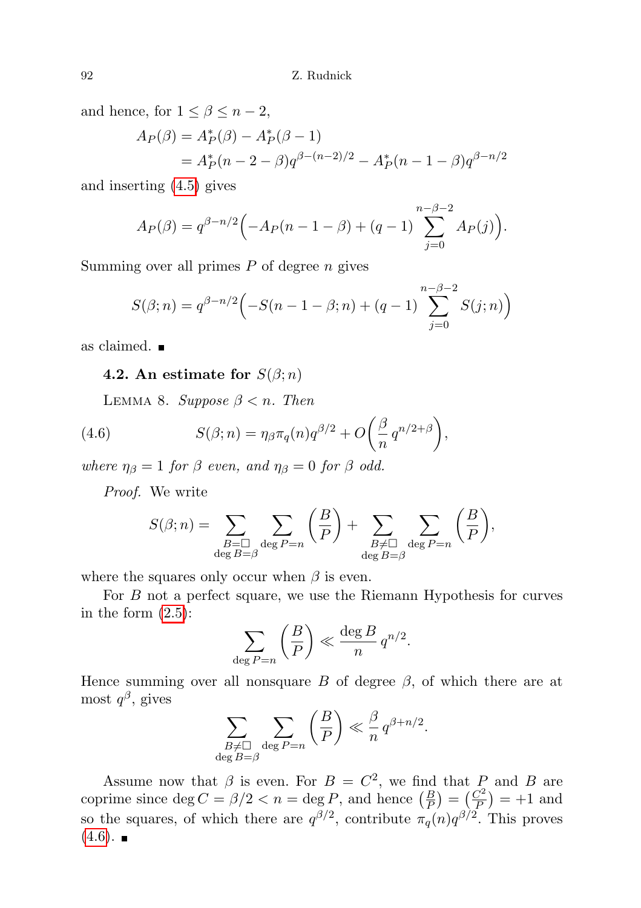and hence, for $1 \le \beta \le n-2$,

$$
\begin{aligned}
A_P(\beta) &= A_P^*(\beta) - A_P^*(\beta-1) \\
&= A_P^*(n-2-\beta)q^{\beta-(n-2)/2} - A_P^*(n-1-\beta)q^{\beta-n/2}
\end{aligned}
$$

and inserting (4.5) gives

$$
A_P(\beta) = q^{\beta-n/2}\Big(-A_P(n-1-\beta) + (q-1)\sum_{j=0}^{n-\beta-2} A_P(j)\Big).
$$

Summing over all primes $P$ of degree $n$ gives

$$
S(\beta;n) = q^{\beta-n/2}\Big(-S(n-1-\beta;n) + (q-1)\sum_{j=0}^{n-\beta-2} S(j;n)\Big)
$$

as claimed. ∎

**4.2. An estimate for $S(\beta;n)$**

Lemma 8. *Suppose $\beta < n$. Then*

$$
S(\beta;n) = \eta_\beta \pi_q(n) q^{\beta/2} + O\Big(\frac{\beta}{n}\, q^{n/2+\beta}\Big), \tag{4.6}
$$

*where $\eta_\beta = 1$ for $\beta$ even, and $\eta_\beta = 0$ for $\beta$ odd.*

*Proof.* We write

$$
S(\beta;n) = \sum_{\substack{B=\square \\ \deg B=\beta}} \sum_{\deg P=n} \Big(\frac{B}{P}\Big) + \sum_{\substack{B\neq\square \\ \deg B=\beta}} \sum_{\deg P=n} \Big(\frac{B}{P}\Big),
$$

where the squares only occur when $\beta$ is even.

For $B$ not a perfect square, we use the Riemann Hypothesis for curves in the form (2.5):

$$
\sum_{\deg P=n} \Big(\frac{B}{P}\Big) \ll \frac{\deg B}{n}\, q^{n/2}.
$$

Hence summing over all nonsquare $B$ of degree $\beta$, of which there are at most $q^\beta$, gives

$$
\sum_{\substack{B\neq\square \\ \deg B=\beta}} \sum_{\deg P=n} \Big(\frac{B}{P}\Big) \ll \frac{\beta}{n}\, q^{\beta+n/2}.
$$

Assume now that $\beta$ is even. For $B = C^2$, we find that $P$ and $B$ are coprime since $\deg C = \beta/2 < n = \deg P$, and hence $\big(\frac{B}{P}\big) = \big(\frac{C^2}{P}\big) = +1$ and so the squares, of which there are $q^{\beta/2}$, contribute $\pi_q(n)q^{\beta/2}$. This proves (4.6). ∎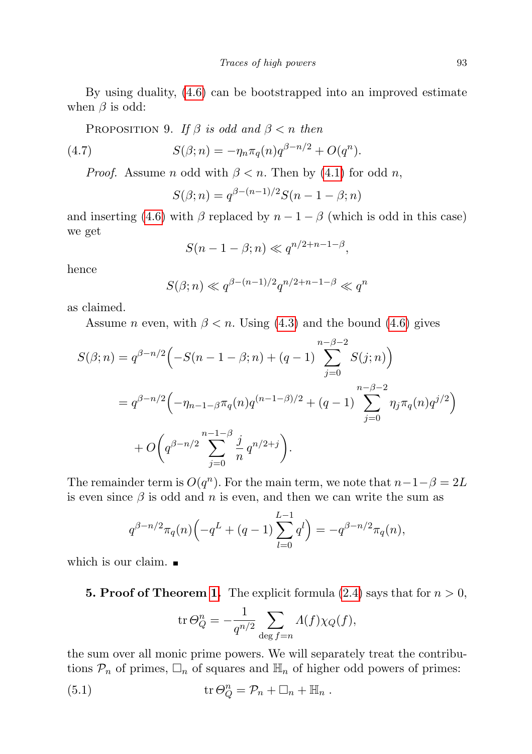By using duality, (4.6) can be bootstrapped into an improved estimate when $\beta$ is odd:

Proposition 9. *If $\beta$ is odd and $\beta < n$ then*

$$S(\beta; n) = -\eta_n \pi_q(n) q^{\beta - n/2} + O(q^n). \tag{4.7}$$

*Proof.* Assume $n$ odd with $\beta < n$. Then by (4.1) for odd $n$,

$$S(\beta; n) = q^{\beta-(n-1)/2} S(n-1-\beta; n)$$

and inserting (4.6) with $\beta$ replaced by $n-1-\beta$ (which is odd in this case) we get

$$S(n-1-\beta; n) \ll q^{n/2+n-1-\beta},$$

hence

$$S(\beta; n) \ll q^{\beta-(n-1)/2} q^{n/2+n-1-\beta} \ll q^n$$

as claimed.

Assume $n$ even, with $\beta < n$. Using (4.3) and the bound (4.6) gives

$$\begin{aligned}
S(\beta; n) &= q^{\beta-n/2}\Big(-S(n-1-\beta; n) + (q-1)\sum_{j=0}^{n-\beta-2} S(j; n)\Big) \\
&= q^{\beta-n/2}\Big(-\eta_{n-1-\beta}\pi_q(n) q^{(n-1-\beta)/2} + (q-1)\sum_{j=0}^{n-\beta-2} \eta_j \pi_q(n) q^{j/2}\Big) \\
&\quad + O\bigg(q^{\beta-n/2}\sum_{j=0}^{n-1-\beta} \frac{j}{n}\, q^{n/2+j}\bigg).
\end{aligned}$$

The remainder term is $O(q^n)$. For the main term, we note that $n-1-\beta = 2L$ is even since $\beta$ is odd and $n$ is even, and then we can write the sum as

$$q^{\beta-n/2}\pi_q(n)\Big(-q^L + (q-1)\sum_{l=0}^{L-1} q^l\Big) = -q^{\beta-n/2}\pi_q(n),$$

which is our claim. ■

**5. Proof of Theorem 1.** The explicit formula (2.4) says that for $n > 0$,

$$\operatorname{tr} \Theta_Q^n = -\frac{1}{q^{n/2}} \sum_{\deg f = n} \Lambda(f)\chi_Q(f),$$

the sum over all monic prime powers. We will separately treat the contributions $\mathcal{P}_n$ of primes, $\square_n$ of squares and $\mathbb{H}_n$ of higher odd powers of primes:

$$\operatorname{tr} \Theta_Q^n = \mathcal{P}_n + \square_n + \mathbb{H}_n \,. \tag{5.1}$$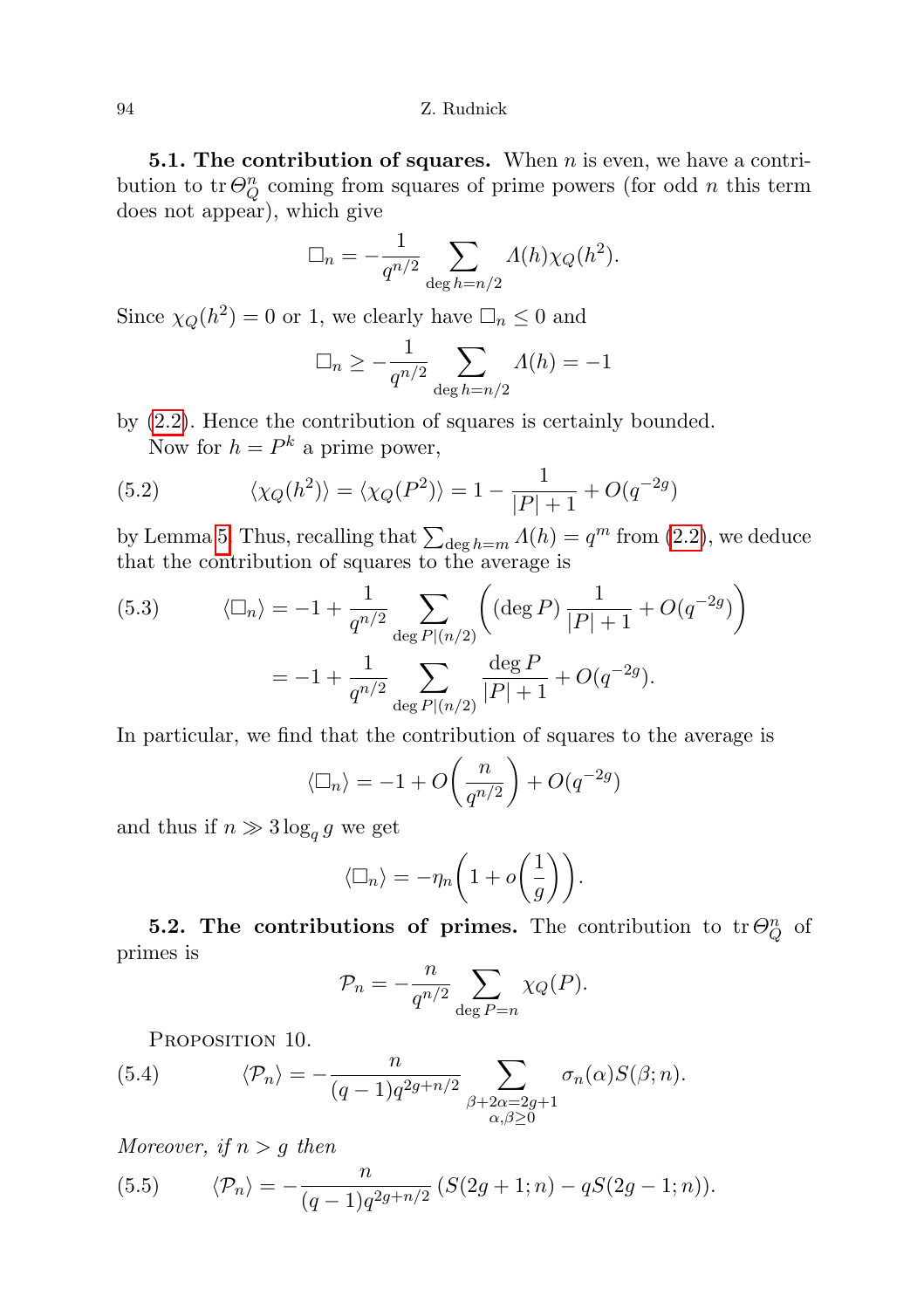**5.1. The contribution of squares.** When $n$ is even, we have a contribution to $\operatorname{tr}\Theta_Q^n$ coming from squares of prime powers (for odd $n$ this term does not appear), which give

$$\square_n = -\frac{1}{q^{n/2}} \sum_{\deg h = n/2} \Lambda(h)\chi_Q(h^2).$$

Since $\chi_Q(h^2) = 0$ or $1$, we clearly have $\square_n \le 0$ and

$$\square_n \ge -\frac{1}{q^{n/2}} \sum_{\deg h = n/2} \Lambda(h) = -1$$

by (2.2). Hence the contribution of squares is certainly bounded.

Now for $h = P^k$ a prime power,

$$\langle \chi_Q(h^2)\rangle = \langle \chi_Q(P^2)\rangle = 1 - \frac{1}{|P|+1} + O(q^{-2g}) \tag{5.2}$$

by Lemma 5. Thus, recalling that $\sum_{\deg h = m} \Lambda(h) = q^m$ from (2.2), we deduce that the contribution of squares to the average is

$$\begin{aligned}
\langle \square_n \rangle &= -1 + \frac{1}{q^{n/2}} \sum_{\deg P \mid (n/2)} \left( (\deg P)\, \frac{1}{|P|+1} + O(q^{-2g}) \right) \\
&= -1 + \frac{1}{q^{n/2}} \sum_{\deg P \mid (n/2)} \frac{\deg P}{|P|+1} + O(q^{-2g}).
\end{aligned} \tag{5.3}$$

In particular, we find that the contribution of squares to the average is

$$\langle \square_n \rangle = -1 + O\left(\frac{n}{q^{n/2}}\right) + O(q^{-2g})$$

and thus if $n \gg 3\log_q g$ we get

$$\langle \square_n \rangle = -\eta_n \left(1 + o\left(\frac{1}{g}\right)\right).$$

**5.2. The contributions of primes.** The contribution to $\operatorname{tr}\Theta_Q^n$ of primes is

$$\mathcal{P}_n = -\frac{n}{q^{n/2}} \sum_{\deg P = n} \chi_Q(P).$$

PROPOSITION 10.

$$\langle \mathcal{P}_n \rangle = -\frac{n}{(q-1)q^{2g+n/2}} \sum_{\substack{\beta + 2\alpha = 2g+1 \\ \alpha,\beta \ge 0}} \sigma_n(\alpha) S(\beta; n). \tag{5.4}$$

*Moreover, if $n > g$ then*

$$\langle \mathcal{P}_n \rangle = -\frac{n}{(q-1)q^{2g+n/2}} \left(S(2g+1; n) - qS(2g-1; n)\right). \tag{5.5}$$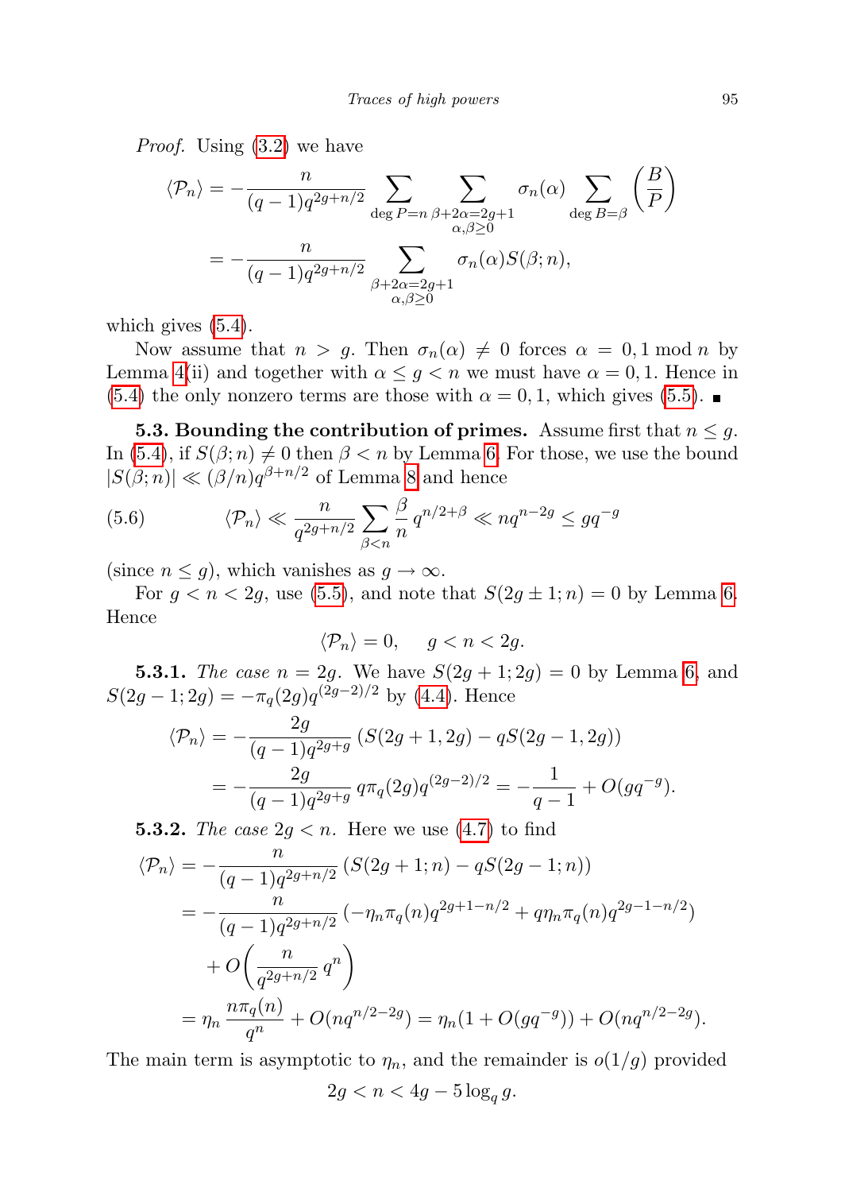*Proof.* Using (3.2) we have

$$
\begin{aligned}
\langle \mathcal{P}_n \rangle &= -\frac{n}{(q-1)q^{2g+n/2}} \sum_{\deg P = n} \sum_{\substack{\beta+2\alpha=2g+1 \\ \alpha,\beta\geq 0}} \sigma_n(\alpha) \sum_{\deg B=\beta} \left(\frac{B}{P}\right) \\
&= -\frac{n}{(q-1)q^{2g+n/2}} \sum_{\substack{\beta+2\alpha=2g+1 \\ \alpha,\beta\geq 0}} \sigma_n(\alpha) S(\beta;n),
\end{aligned}
$$

which gives (5.4).

Now assume that $n > g$. Then $\sigma_n(\alpha) \neq 0$ forces $\alpha = 0, 1 \bmod n$ by Lemma 4(ii) and together with $\alpha \leq g < n$ we must have $\alpha = 0, 1$. Hence in (5.4) the only nonzero terms are those with $\alpha = 0, 1$, which gives (5.5). ∎

**5.3. Bounding the contribution of primes.** Assume first that $n \leq g$. In (5.4), if $S(\beta;n) \neq 0$ then $\beta < n$ by Lemma 6. For those, we use the bound $|S(\beta;n)| \ll (\beta/n) q^{\beta+n/2}$ of Lemma 8 and hence

$$
\langle \mathcal{P}_n \rangle \ll \frac{n}{q^{2g+n/2}} \sum_{\beta<n} \frac{\beta}{n} q^{n/2+\beta} \ll nq^{n-2g} \leq gq^{-g} \tag{5.6}
$$

(since $n \leq g$), which vanishes as $g \to \infty$.

For $g < n < 2g$, use (5.5), and note that $S(2g \pm 1; n) = 0$ by Lemma 6. Hence

$$
\langle \mathcal{P}_n \rangle = 0, \qquad g < n < 2g.
$$

**5.3.1.** *The case $n = 2g$.* We have $S(2g+1; 2g) = 0$ by Lemma 6, and $S(2g-1; 2g) = -\pi_q(2g) q^{(2g-2)/2}$ by (4.4). Hence

$$
\begin{aligned}
\langle \mathcal{P}_n \rangle &= -\frac{2g}{(q-1)q^{2g+g}} \left(S(2g+1, 2g) - qS(2g-1, 2g)\right) \\
&= -\frac{2g}{(q-1)q^{2g+g}}\, q\pi_q(2g) q^{(2g-2)/2} = -\frac{1}{q-1} + O(gq^{-g}).
\end{aligned}
$$

**5.3.2.** *The case $2g < n$.* Here we use (4.7) to find

$$
\begin{aligned}
\langle \mathcal{P}_n \rangle &= -\frac{n}{(q-1)q^{2g+n/2}} \left(S(2g+1; n) - qS(2g-1; n)\right) \\
&= -\frac{n}{(q-1)q^{2g+n/2}} \left(-\eta_n \pi_q(n) q^{2g+1-n/2} + q\eta_n \pi_q(n) q^{2g-1-n/2}\right) \\
&\quad + O\left(\frac{n}{q^{2g+n/2}}\, q^n\right) \\
&= \eta_n \frac{n\pi_q(n)}{q^n} + O(nq^{n/2-2g}) = \eta_n(1 + O(gq^{-g})) + O(nq^{n/2-2g}).
\end{aligned}
$$

The main term is asymptotic to $\eta_n$, and the remainder is $o(1/g)$ provided

$$
2g < n < 4g - 5\log_q g.
$$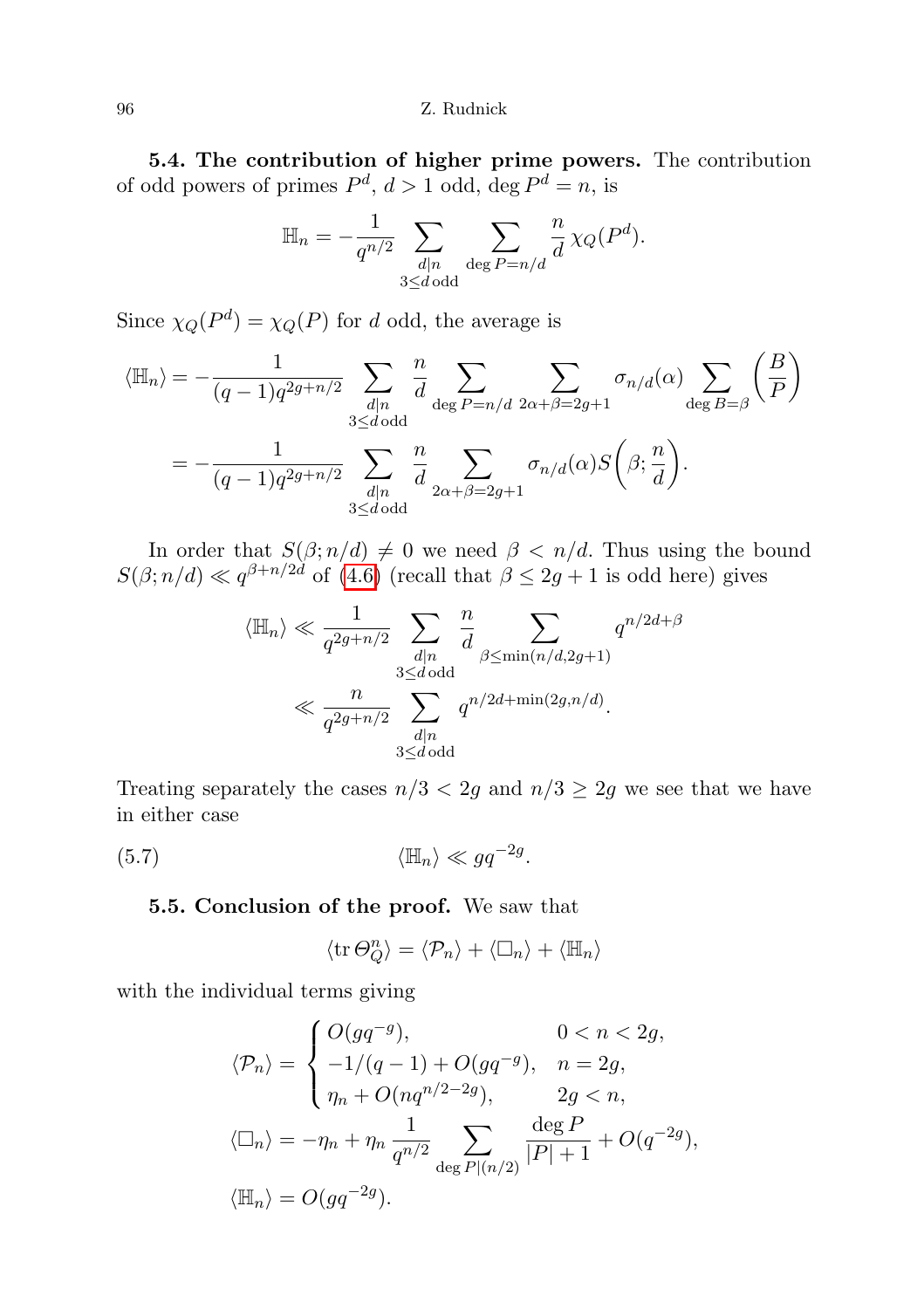**5.4. The contribution of higher prime powers.** The contribution of odd powers of primes $P^d$, $d > 1$ odd, $\deg P^d = n$, is

$$\mathbb{H}_n = -\frac{1}{q^{n/2}} \sum_{\substack{d \mid n \\ 3 \le d \text{ odd}}} \sum_{\deg P = n/d} \frac{n}{d} \chi_Q(P^d).$$

Since $\chi_Q(P^d) = \chi_Q(P)$ for $d$ odd, the average is

$$\begin{aligned}
\langle \mathbb{H}_n \rangle &= -\frac{1}{(q-1)q^{2g+n/2}} \sum_{\substack{d \mid n \\ 3 \le d \text{ odd}}} \frac{n}{d} \sum_{\deg P = n/d} \sum_{2\alpha + \beta = 2g+1} \sigma_{n/d}(\alpha) \sum_{\deg B = \beta} \left(\frac{B}{P}\right) \\
&= -\frac{1}{(q-1)q^{2g+n/2}} \sum_{\substack{d \mid n \\ 3 \le d \text{ odd}}} \frac{n}{d} \sum_{2\alpha + \beta = 2g+1} \sigma_{n/d}(\alpha) S\left(\beta; \frac{n}{d}\right).
\end{aligned}$$

In order that $S(\beta; n/d) \neq 0$ we need $\beta < n/d$. Thus using the bound $S(\beta; n/d) \ll q^{\beta + n/2d}$ of (4.6) (recall that $\beta \le 2g+1$ is odd here) gives

$$\begin{aligned}
\langle \mathbb{H}_n \rangle &\ll \frac{1}{q^{2g+n/2}} \sum_{\substack{d \mid n \\ 3 \le d \text{ odd}}} \frac{n}{d} \sum_{\beta \le \min(n/d, 2g+1)} q^{n/2d + \beta} \\
&\ll \frac{n}{q^{2g+n/2}} \sum_{\substack{d \mid n \\ 3 \le d \text{ odd}}} q^{n/2d + \min(2g, n/d)}.
\end{aligned}$$

Treating separately the cases $n/3 < 2g$ and $n/3 \ge 2g$ we see that we have in either case

$$\langle \mathbb{H}_n \rangle \ll g q^{-2g}. \tag{5.7}$$

**5.5. Conclusion of the proof.** We saw that

$$\langle \operatorname{tr} \Theta_Q^n \rangle = \langle \mathcal{P}_n \rangle + \langle \square_n \rangle + \langle \mathbb{H}_n \rangle$$

with the individual terms giving

$$\begin{aligned}
\langle \mathcal{P}_n \rangle &= \begin{cases} O(g q^{-g}), & 0 < n < 2g, \\ -1/(q-1) + O(g q^{-g}), & n = 2g, \\ \eta_n + O(n q^{n/2 - 2g}), & 2g < n, \end{cases} \\
\langle \square_n \rangle &= -\eta_n + \eta_n \frac{1}{q^{n/2}} \sum_{\deg P \mid (n/2)} \frac{\deg P}{|P| + 1} + O(q^{-2g}), \\
\langle \mathbb{H}_n \rangle &= O(g q^{-2g}).
\end{aligned}$$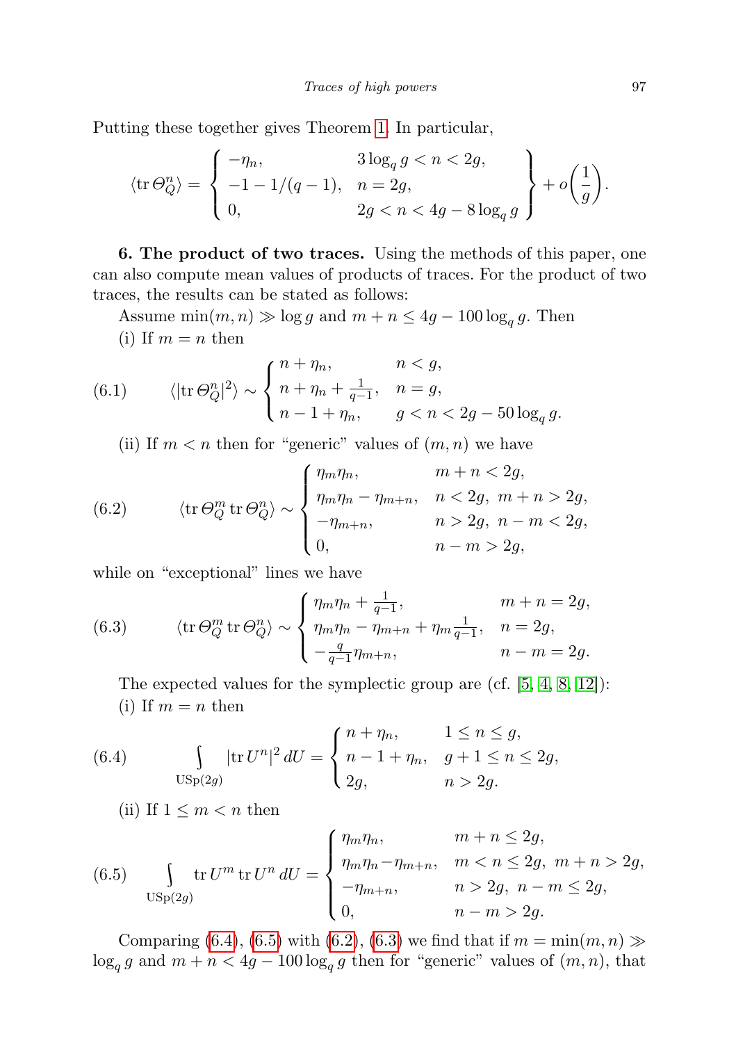Putting these together gives Theorem 1. In particular,

$$\langle \operatorname{tr} \Theta_Q^n \rangle = \left. \begin{cases} -\eta_n, & 3\log_q g < n < 2g, \\ -1 - 1/(q-1), & n = 2g, \\ 0, & 2g < n < 4g - 8\log_q g \end{cases} \right\} + o\left(\frac{1}{g}\right).$$

**6. The product of two traces.** Using the methods of this paper, one can also compute mean values of products of traces. For the product of two traces, the results can be stated as follows:

Assume $\min(m,n) \gg \log g$ and $m + n \le 4g - 100\log_q g$. Then

(i) If $m = n$ then

$$\langle |\operatorname{tr} \Theta_Q^n|^2 \rangle \sim \begin{cases} n + \eta_n, & n < g, \\ n + \eta_n + \frac{1}{q-1}, & n = g, \\ n - 1 + \eta_n, & g < n < 2g - 50\log_q g. \end{cases} \tag{6.1}$$

(ii) If $m < n$ then for "generic" values of $(m,n)$ we have

$$\langle \operatorname{tr} \Theta_Q^m \operatorname{tr} \Theta_Q^n \rangle \sim \begin{cases} \eta_m \eta_n, & m + n < 2g, \\ \eta_m \eta_n - \eta_{m+n}, & n < 2g,\ m + n > 2g, \\ -\eta_{m+n}, & n > 2g,\ n - m < 2g, \\ 0, & n - m > 2g, \end{cases} \tag{6.2}$$

while on "exceptional" lines we have

$$\langle \operatorname{tr} \Theta_Q^m \operatorname{tr} \Theta_Q^n \rangle \sim \begin{cases} \eta_m \eta_n + \frac{1}{q-1}, & m + n = 2g, \\ \eta_m \eta_n - \eta_{m+n} + \eta_m \frac{1}{q-1}, & n = 2g, \\ -\frac{q}{q-1}\eta_{m+n}, & n - m = 2g. \end{cases} \tag{6.3}$$

The expected values for the symplectic group are (cf. [5, 4, 8, 12]):

(i) If $m = n$ then

$$\int_{\mathrm{USp}(2g)} |\operatorname{tr} U^n|^2 \, dU = \begin{cases} n + \eta_n, & 1 \le n \le g, \\ n - 1 + \eta_n, & g + 1 \le n \le 2g, \\ 2g, & n > 2g. \end{cases} \tag{6.4}$$

(ii) If $1 \le m < n$ then

$$\int_{\mathrm{USp}(2g)} \operatorname{tr} U^m \operatorname{tr} U^n \, dU = \begin{cases} \eta_m \eta_n, & m + n \le 2g, \\ \eta_m \eta_n - \eta_{m+n}, & m < n \le 2g,\ m + n > 2g, \\ -\eta_{m+n}, & n > 2g,\ n - m \le 2g, \\ 0, & n - m > 2g. \end{cases} \tag{6.5}$$

Comparing (6.4), (6.5) with (6.2), (6.3) we find that if $m = \min(m,n) \gg \log_q g$ and $m + n < 4g - 100\log_q g$ then for "generic" values of $(m,n)$, that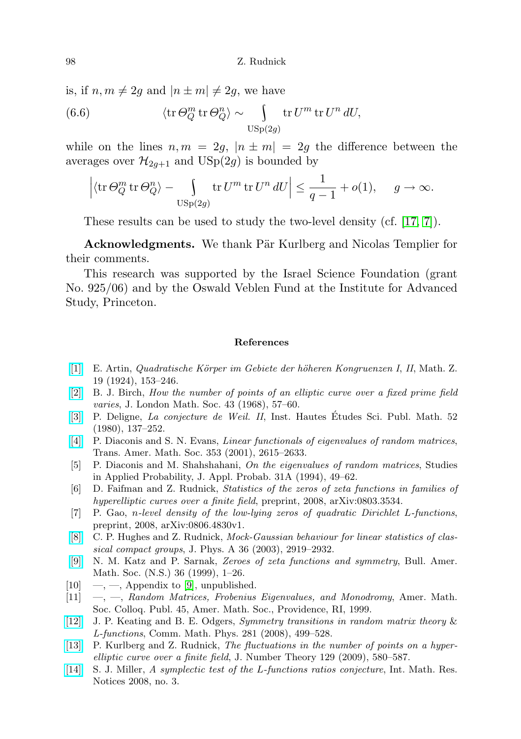is, if $n, m \neq 2g$ and $|n \pm m| \neq 2g$, we have

$$\langle \operatorname{tr} \Theta_Q^m \operatorname{tr} \Theta_Q^n \rangle \sim \int\limits_{\mathrm{USp}(2g)} \operatorname{tr} U^m \operatorname{tr} U^n \, dU, \tag{6.6}$$

while on the lines $n, m = 2g$, $|n \pm m| = 2g$ the difference between the averages over $\mathcal{H}_{2g+1}$ and $\mathrm{USp}(2g)$ is bounded by

$$\Big| \langle \operatorname{tr} \Theta_Q^m \operatorname{tr} \Theta_Q^n \rangle - \int\limits_{\mathrm{USp}(2g)} \operatorname{tr} U^m \operatorname{tr} U^n \, dU \Big| \leq \frac{1}{q-1} + o(1), \quad g \to \infty.$$

These results can be used to study the two-level density (cf. [17, 7]).

**Acknowledgments.** We thank Pär Kurlberg and Nicolas Templier for their comments.

This research was supported by the Israel Science Foundation (grant No. 925/06) and by the Oswald Veblen Fund at the Institute for Advanced Study, Princeton.

## References

[1] E. Artin, *Quadratische Körper im Gebiete der höheren Kongruenzen I, II*, Math. Z. 19 (1924), 153–246.

[2] B. J. Birch, *How the number of points of an elliptic curve over a fixed prime field varies*, J. London Math. Soc. 43 (1968), 57–60.

[3] P. Deligne, *La conjecture de Weil. II*, Inst. Hautes Études Sci. Publ. Math. 52 (1980), 137–252.

[4] P. Diaconis and S. N. Evans, *Linear functionals of eigenvalues of random matrices*, Trans. Amer. Math. Soc. 353 (2001), 2615–2633.

[5] P. Diaconis and M. Shahshahani, *On the eigenvalues of random matrices*, Studies in Applied Probability, J. Appl. Probab. 31A (1994), 49–62.

[6] D. Faifman and Z. Rudnick, *Statistics of the zeros of zeta functions in families of hyperelliptic curves over a finite field*, preprint, 2008, arXiv:0803.3534.

[7] P. Gao, *n-level density of the low-lying zeros of quadratic Dirichlet L-functions*, preprint, 2008, arXiv:0806.4830v1.

[8] C. P. Hughes and Z. Rudnick, *Mock-Gaussian behaviour for linear statistics of classical compact groups*, J. Phys. A 36 (2003), 2919–2932.

[9] N. M. Katz and P. Sarnak, *Zeroes of zeta functions and symmetry*, Bull. Amer. Math. Soc. (N.S.) 36 (1999), 1–26.

[10] —, —, Appendix to [9], unpublished.

[11] —, —, *Random Matrices, Frobenius Eigenvalues, and Monodromy*, Amer. Math. Soc. Colloq. Publ. 45, Amer. Math. Soc., Providence, RI, 1999.

[12] J. P. Keating and B. E. Odgers, *Symmetry transitions in random matrix theory & L-functions*, Comm. Math. Phys. 281 (2008), 499–528.

[13] P. Kurlberg and Z. Rudnick, *The fluctuations in the number of points on a hyperelliptic curve over a finite field*, J. Number Theory 129 (2009), 580–587.

[14] S. J. Miller, *A symplectic test of the L-functions ratios conjecture*, Int. Math. Res. Notices 2008, no. 3.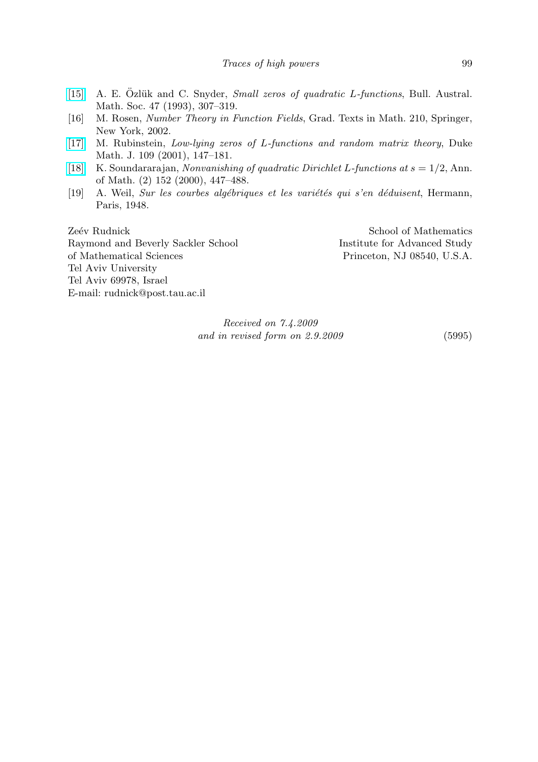[15] A. E. Özlük and C. Snyder, *Small zeros of quadratic L-functions*, Bull. Austral. Math. Soc. 47 (1993), 307–319.

[16] M. Rosen, *Number Theory in Function Fields*, Grad. Texts in Math. 210, Springer, New York, 2002.

[17] M. Rubinstein, *Low-lying zeros of L-functions and random matrix theory*, Duke Math. J. 109 (2001), 147–181.

[18] K. Soundararajan, *Nonvanishing of quadratic Dirichlet L-functions at* $s = 1/2$, Ann. of Math. (2) 152 (2000), 447–488.

[19] A. Weil, *Sur les courbes algébriques et les variétés qui s'en déduisent*, Hermann, Paris, 1948.

Zeév Rudnick
Raymond and Beverly Sackler School
of Mathematical Sciences
Tel Aviv University
Tel Aviv 69978, Israel
E-mail: rudnick@post.tau.ac.il

School of Mathematics
Institute for Advanced Study
Princeton, NJ 08540, U.S.A.

*Received on 7.4.2009*
*and in revised form on 2.9.2009* (5995)